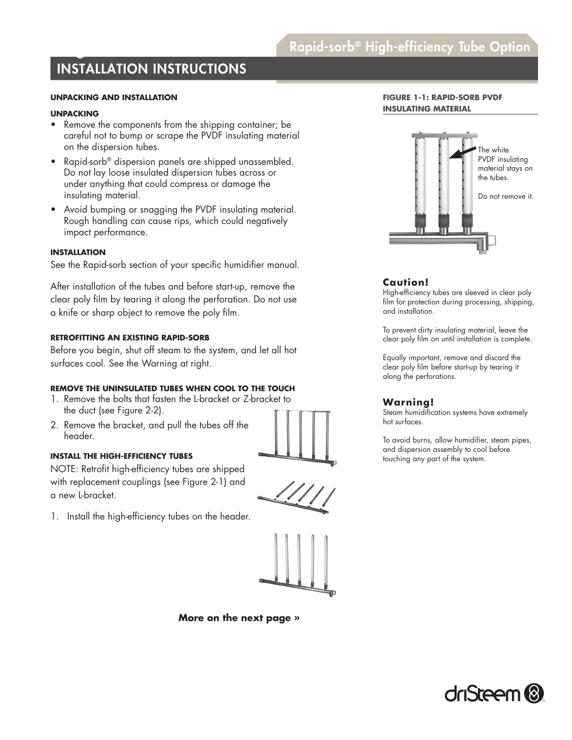# Rapid-sorb® High-efficiency Tube Option

## INSTALLATION INSTRUCTIONS

### UNPACKING AND INSTALLATION

#### UNPACKING

- Remove the components from the shipping container; be careful not to bump or scrape the PVDF insulating material on the dispersion tubes.
- Rapid-sorb® dispersion panels are shipped unassembled. Do not lay loose insulated dispersion tubes across or under anything that could compress or damage the insulating material.
- Avoid bumping or snagging the PVDF insulating material. Rough handling can cause rips, which could negatively impact performance.

#### INSTALLATION

See the Rapid-sorb section of your specific humidifier manual.

After installation of the tubes and before start-up, remove the clear poly film by tearing it along the perforation. Do not use a knife or sharp object to remove the poly film.

#### RETROFITTING AN EXISTING RAPID-SORB

Before you begin, shut off steam to the system, and let all hot surfaces cool. See the Warning at right.

#### REMOVE THE UNINSULATED TUBES WHEN COOL TO THE TOUCH

1. Remove the bolts that fasten the L-bracket or Z-bracket to the duct (see Figure 2-2).
2. Remove the bracket, and pull the tubes off the header.

#### INSTALL THE HIGH-EFFICIENCY TUBES

NOTE: Retrofit high-efficiency tubes are shipped with replacement couplings (see Figure 2-1) and a new L-bracket.

1. Install the high-efficiency tubes on the header.

**More on the next page »**

**FIGURE 1-1: RAPID-SORB PVDF INSULATING MATERIAL**

The white PVDF insulating material stays on the tubes.

Do not remove it.

**Caution!**

High-efficiency tubes are sleeved in clear poly film for protection during processing, shipping, and installation.

To prevent dirty insulating material, leave the clear poly film on until installation is complete.

Equally important, remove and discard the clear poly film before start-up by tearing it along the perforations.

**Warning!**

Steam humidification systems have extremely hot surfaces.

To avoid burns, allow humidifier, steam pipes, and dispersion assembly to cool before touching any part of the system.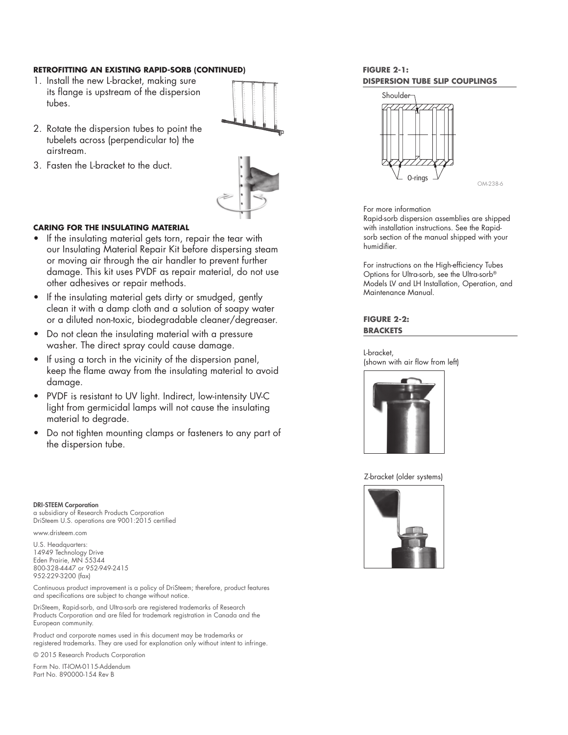### RETROFITTING AN EXISTING RAPID-SORB (CONTINUED)

1. Install the new L-bracket, making sure its flange is upstream of the dispersion tubes.
2. Rotate the dispersion tubes to point the tubelets across (perpendicular to) the airstream.
3. Fasten the L-bracket to the duct.

### CARING FOR THE INSULATING MATERIAL

- If the insulating material gets torn, repair the tear with our Insulating Material Repair Kit before dispersing steam or moving air through the air handler to prevent further damage. This kit uses PVDF as repair material, do not use other adhesives or repair methods.
- If the insulating material gets dirty or smudged, gently clean it with a damp cloth and a solution of soapy water or a diluted non-toxic, biodegradable cleaner/degreaser.
- Do not clean the insulating material with a pressure washer. The direct spray could cause damage.
- If using a torch in the vicinity of the dispersion panel, keep the flame away from the insulating material to avoid damage.
- PVDF is resistant to UV light. Indirect, low-intensity UV-C light from germicidal lamps will not cause the insulating material to degrade.
- Do not tighten mounting clamps or fasteners to any part of the dispersion tube.

### FIGURE 2-1: DISPERSION TUBE SLIP COUPLINGS

Shoulder

O-rings

OM-238-6

For more information
Rapid-sorb dispersion assemblies are shipped with installation instructions. See the Rapid-sorb section of the manual shipped with your humidifier.

For instructions on the High-efficiency Tubes Options for Ultra-sorb, see the Ultra-sorb® Models LV and LH Installation, Operation, and Maintenance Manual.

### FIGURE 2-2: BRACKETS

L-bracket,
(shown with air flow from left)

Z-bracket (older systems)

**DRI-STEEM Corporation**
a subsidiary of Research Products Corporation
DriSteem U.S. operations are 9001:2015 certified

www.dristeem.com

U.S. Headquarters:
14949 Technology Drive
Eden Prairie, MN 55344
800-328-4447 or 952-949-2415
952-229-3200 (fax)

Continuous product improvement is a policy of DriSteem; therefore, product features and specifications are subject to change without notice.

DriSteem, Rapid-sorb, and Ultra-sorb are registered trademarks of Research Products Corporation and are filed for trademark registration in Canada and the European community.

Product and corporate names used in this document may be trademarks or registered trademarks. They are used for explanation only without intent to infringe.

© 2015 Research Products Corporation

Form No. IT-IOM-0115-Addendum
Part No. 890000-154 Rev B